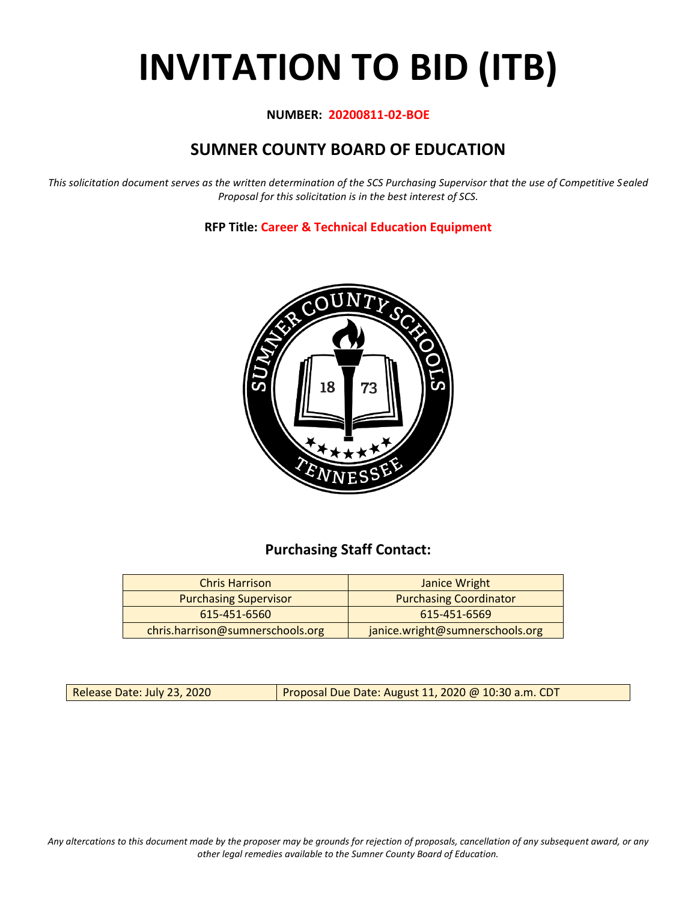# INVITATION TO BID (ITB)

**NUMBER: 20200811-02-BOE**

## SUMNER COUNTY BOARD OF EDUCATION

*This solicitation document serves as the written determination of the SCS Purchasing Supervisor that the use of Competitive Sealed Proposal for this solicitation is in the best interest of SCS.*

**RFP Title: Career & Technical Education Equipment**

### Purchasing Staff Contact:

| Chris Harrison | Janice Wright |
|---|---|
| Purchasing Supervisor | Purchasing Coordinator |
| 615-451-6560 | 615-451-6569 |
| chris.harrison@sumnerschools.org | janice.wright@sumnerschools.org |

| Release Date: July 23, 2020 | Proposal Due Date: August 11, 2020 @ 10:30 a.m. CDT |
|---|---|

*Any altercations to this document made by the proposer may be grounds for rejection of proposals, cancellation of any subsequent award, or any other legal remedies available to the Sumner County Board of Education.*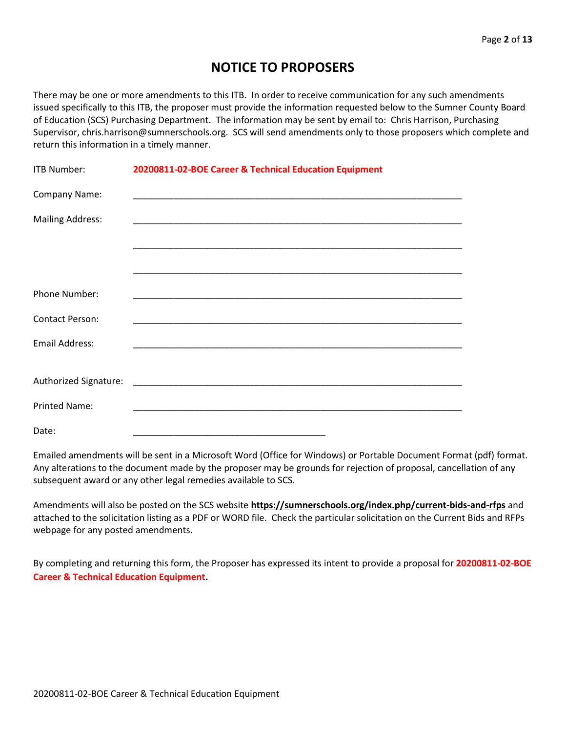# NOTICE TO PROPOSERS

There may be one or more amendments to this ITB. In order to receive communication for any such amendments issued specifically to this ITB, the proposer must provide the information requested below to the Sumner County Board of Education (SCS) Purchasing Department. The information may be sent by email to: Chris Harrison, Purchasing Supervisor, chris.harrison@sumnerschools.org. SCS will send amendments only to those proposers which complete and return this information in a timely manner.

ITB Number: **20200811-02-BOE Career & Technical Education Equipment**

Company Name: ____________________________________________________________

Mailing Address: ____________________________________________________________

____________________________________________________________

____________________________________________________________

Phone Number: ____________________________________________________________

Contact Person: ____________________________________________________________

Email Address: ____________________________________________________________

Authorized Signature: ____________________________________________________________

Printed Name: ____________________________________________________________

Date: ____________________________________

Emailed amendments will be sent in a Microsoft Word (Office for Windows) or Portable Document Format (pdf) format. Any alterations to the document made by the proposer may be grounds for rejection of proposal, cancellation of any subsequent award or any other legal remedies available to SCS.

Amendments will also be posted on the SCS website **https://sumnerschools.org/index.php/current-bids-and-rfps** and attached to the solicitation listing as a PDF or WORD file. Check the particular solicitation on the Current Bids and RFPs webpage for any posted amendments.

By completing and returning this form, the Proposer has expressed its intent to provide a proposal for **20200811-02-BOE Career & Technical Education Equipment.**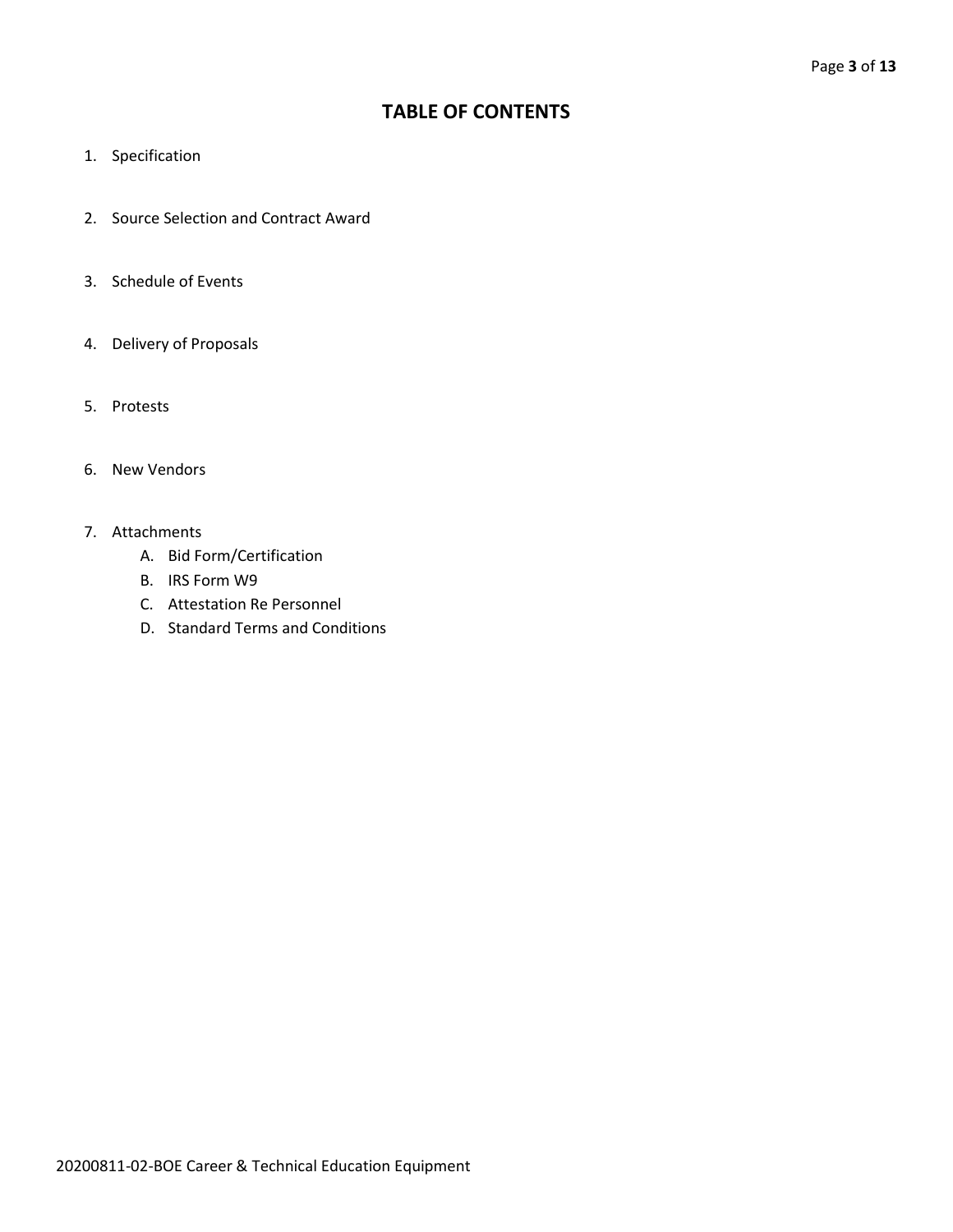# TABLE OF CONTENTS

1. Specification
2. Source Selection and Contract Award
3. Schedule of Events
4. Delivery of Proposals
5. Protests
6. New Vendors
7. Attachments
   - A. Bid Form/Certification
   - B. IRS Form W9
   - C. Attestation Re Personnel
   - D. Standard Terms and Conditions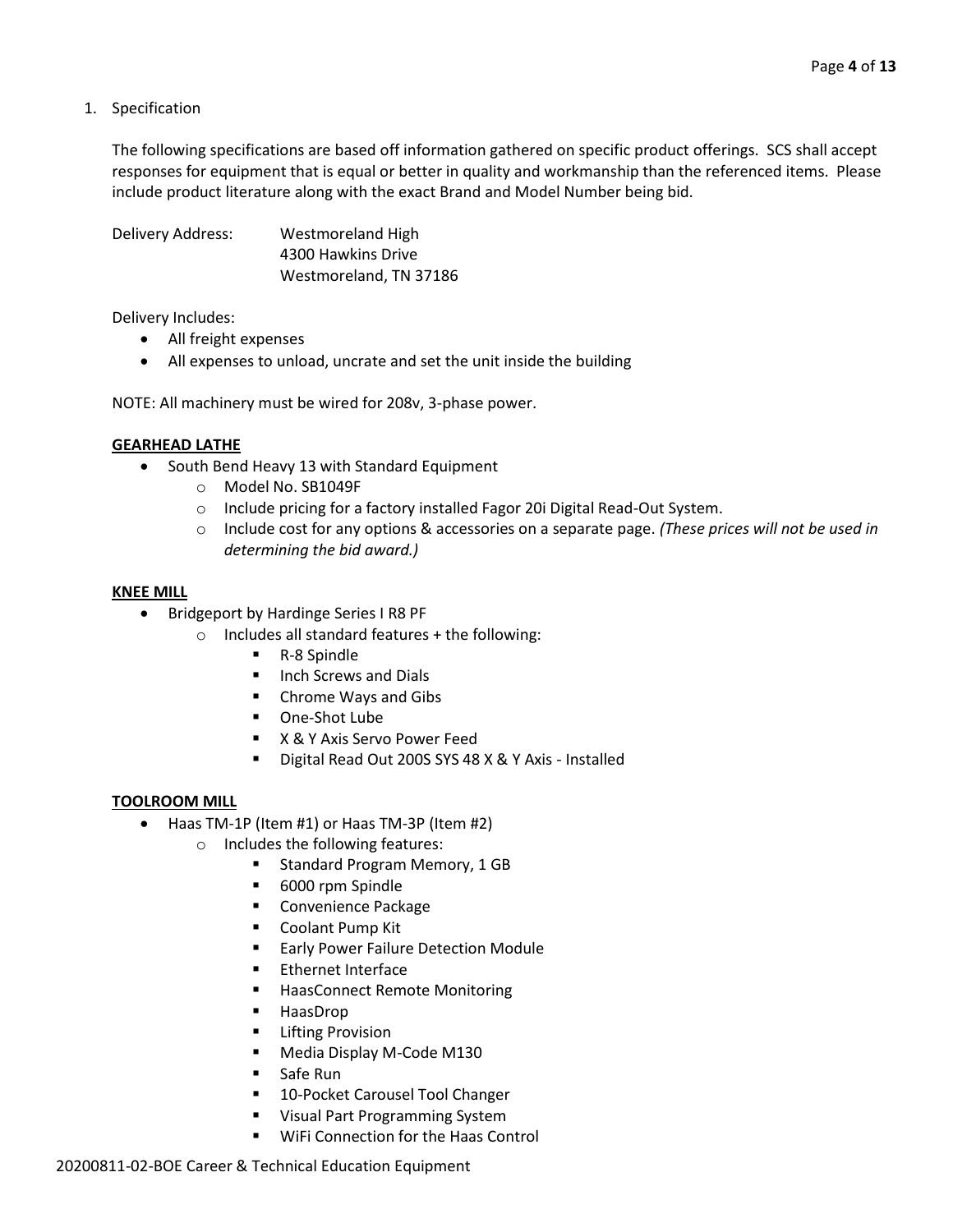1. Specification

   The following specifications are based off information gathered on specific product offerings. SCS shall accept responses for equipment that is equal or better in quality and workmanship than the referenced items. Please include product literature along with the exact Brand and Model Number being bid.

   Delivery Address: Westmoreland High
   4300 Hawkins Drive
   Westmoreland, TN 37186

   Delivery Includes:
   - All freight expenses
   - All expenses to unload, uncrate and set the unit inside the building

   NOTE: All machinery must be wired for 208v, 3-phase power.

   **GEARHEAD LATHE**
   - South Bend Heavy 13 with Standard Equipment
     - Model No. SB1049F
     - Include pricing for a factory installed Fagor 20i Digital Read-Out System.
     - Include cost for any options & accessories on a separate page. *(These prices will not be used in determining the bid award.)*

   **KNEE MILL**
   - Bridgeport by Hardinge Series I R8 PF
     - Includes all standard features + the following:
       - R-8 Spindle
       - Inch Screws and Dials
       - Chrome Ways and Gibs
       - One-Shot Lube
       - X & Y Axis Servo Power Feed
       - Digital Read Out 200S SYS 48 X & Y Axis - Installed

   **TOOLROOM MILL**
   - Haas TM-1P (Item #1) or Haas TM-3P (Item #2)
     - Includes the following features:
       - Standard Program Memory, 1 GB
       - 6000 rpm Spindle
       - Convenience Package
       - Coolant Pump Kit
       - Early Power Failure Detection Module
       - Ethernet Interface
       - HaasConnect Remote Monitoring
       - HaasDrop
       - Lifting Provision
       - Media Display M-Code M130
       - Safe Run
       - 10-Pocket Carousel Tool Changer
       - Visual Part Programming System
       - WiFi Connection for the Haas Control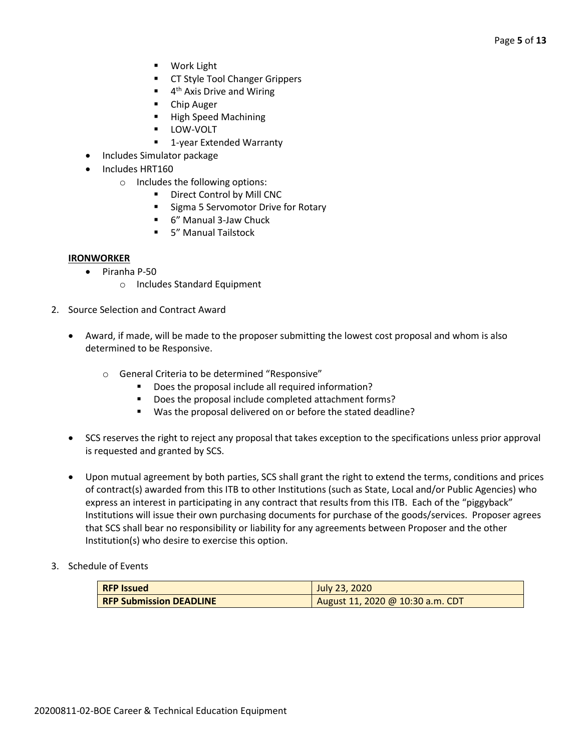- Work Light
        - CT Style Tool Changer Grippers
        - 4th Axis Drive and Wiring
        - Chip Auger
        - High Speed Machining
        - LOW-VOLT
        - 1-year Extended Warranty
- Includes Simulator package
- Includes HRT160
    - Includes the following options:
        - Direct Control by Mill CNC
        - Sigma 5 Servomotor Drive for Rotary
        - 6" Manual 3-Jaw Chuck
        - 5" Manual Tailstock

**IRONWORKER**

- Piranha P-50
    - Includes Standard Equipment

2. Source Selection and Contract Award

    - Award, if made, will be made to the proposer submitting the lowest cost proposal and whom is also determined to be Responsive.

        - General Criteria to be determined "Responsive"
            - Does the proposal include all required information?
            - Does the proposal include completed attachment forms?
            - Was the proposal delivered on or before the stated deadline?

    - SCS reserves the right to reject any proposal that takes exception to the specifications unless prior approval is requested and granted by SCS.

    - Upon mutual agreement by both parties, SCS shall grant the right to extend the terms, conditions and prices of contract(s) awarded from this ITB to other Institutions (such as State, Local and/or Public Agencies) who express an interest in participating in any contract that results from this ITB. Each of the "piggyback" Institutions will issue their own purchasing documents for purchase of the goods/services. Proposer agrees that SCS shall bear no responsibility or liability for any agreements between Proposer and the other Institution(s) who desire to exercise this option.

3. Schedule of Events

| **RFP Issued** | July 23, 2020 |
| --- | --- |
| **RFP Submission DEADLINE** | August 11, 2020 @ 10:30 a.m. CDT |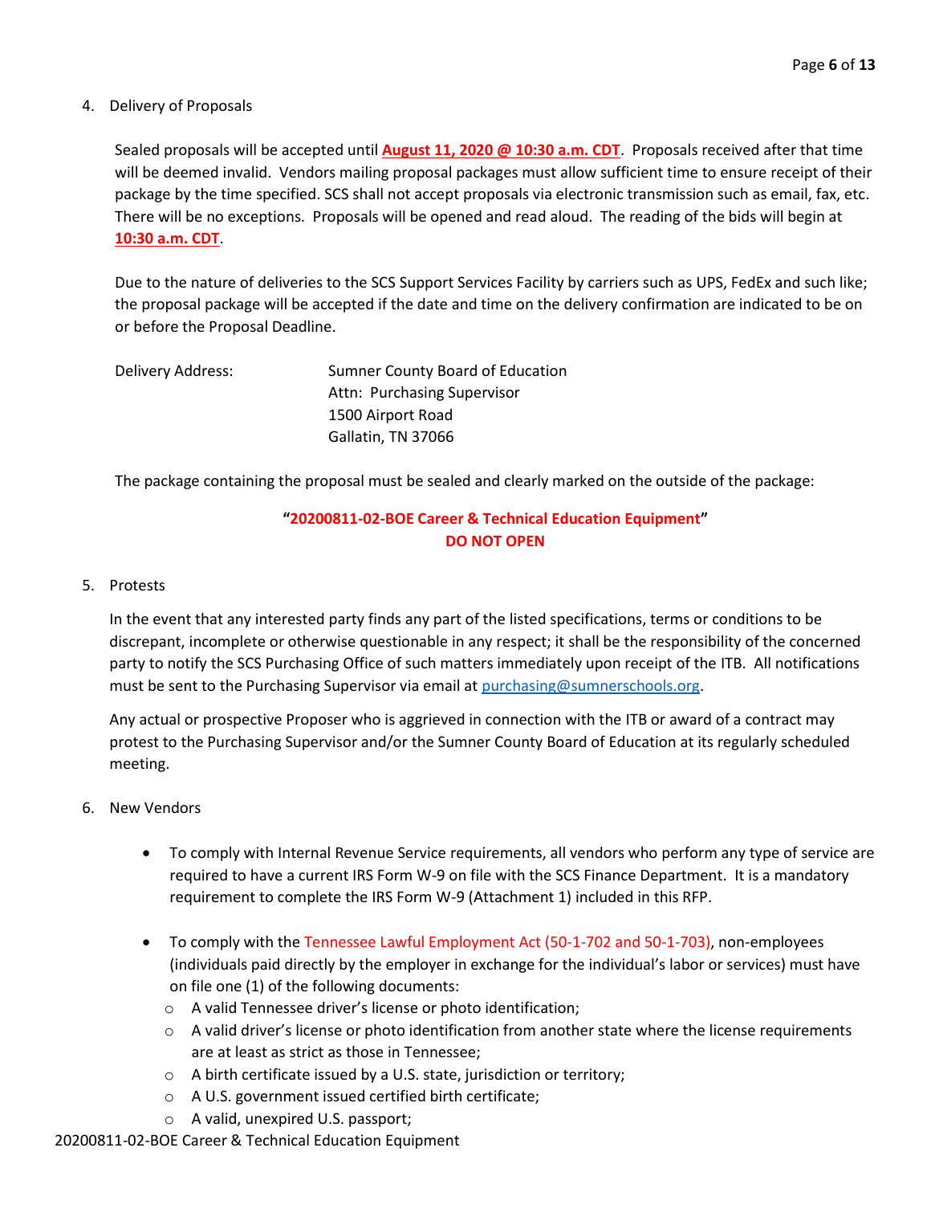4. Delivery of Proposals

   Sealed proposals will be accepted until **August 11, 2020 @ 10:30 a.m. CDT**. Proposals received after that time will be deemed invalid. Vendors mailing proposal packages must allow sufficient time to ensure receipt of their package by the time specified. SCS shall not accept proposals via electronic transmission such as email, fax, etc. There will be no exceptions. Proposals will be opened and read aloud. The reading of the bids will begin at **10:30 a.m. CDT**.

   Due to the nature of deliveries to the SCS Support Services Facility by carriers such as UPS, FedEx and such like; the proposal package will be accepted if the date and time on the delivery confirmation are indicated to be on or before the Proposal Deadline.

   Delivery Address:
   Sumner County Board of Education
   Attn: Purchasing Supervisor
   1500 Airport Road
   Gallatin, TN 37066

   The package containing the proposal must be sealed and clearly marked on the outside of the package:

   **"20200811-02-BOE Career & Technical Education Equipment"**
   **DO NOT OPEN**

5. Protests

   In the event that any interested party finds any part of the listed specifications, terms or conditions to be discrepant, incomplete or otherwise questionable in any respect; it shall be the responsibility of the concerned party to notify the SCS Purchasing Office of such matters immediately upon receipt of the ITB. All notifications must be sent to the Purchasing Supervisor via email at purchasing@sumnerschools.org.

   Any actual or prospective Proposer who is aggrieved in connection with the ITB or award of a contract may protest to the Purchasing Supervisor and/or the Sumner County Board of Education at its regularly scheduled meeting.

6. New Vendors

   - To comply with Internal Revenue Service requirements, all vendors who perform any type of service are required to have a current IRS Form W-9 on file with the SCS Finance Department. It is a mandatory requirement to complete the IRS Form W-9 (Attachment 1) included in this RFP.
   - To comply with the Tennessee Lawful Employment Act (50-1-702 and 50-1-703), non-employees (individuals paid directly by the employer in exchange for the individual's labor or services) must have on file one (1) of the following documents:
     - A valid Tennessee driver's license or photo identification;
     - A valid driver's license or photo identification from another state where the license requirements are at least as strict as those in Tennessee;
     - A birth certificate issued by a U.S. state, jurisdiction or territory;
     - A U.S. government issued certified birth certificate;
     - A valid, unexpired U.S. passport;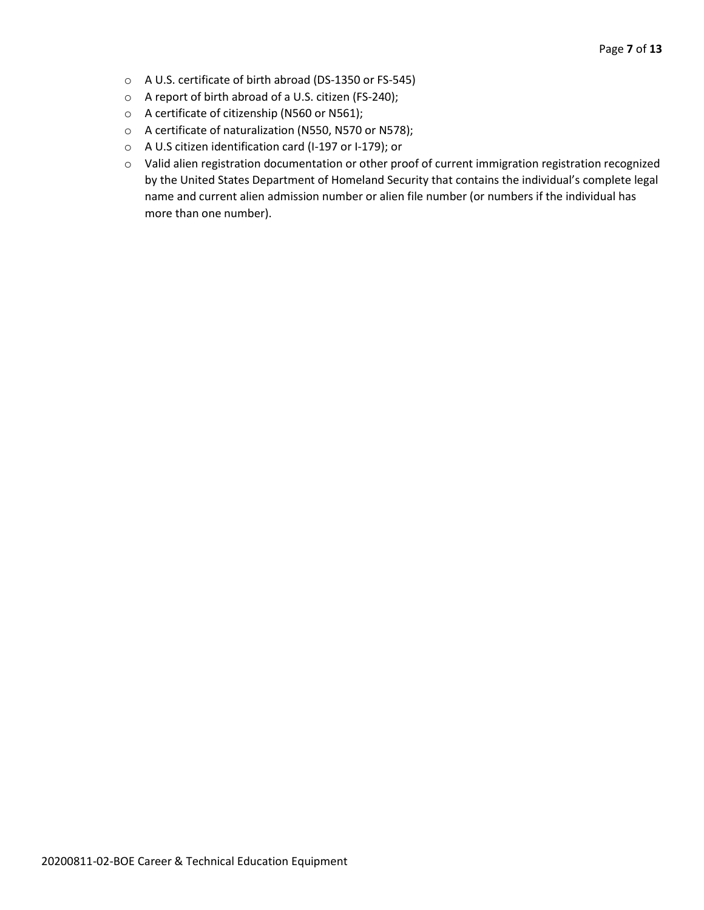- A U.S. certificate of birth abroad (DS-1350 or FS-545)
- A report of birth abroad of a U.S. citizen (FS-240);
- A certificate of citizenship (N560 or N561);
- A certificate of naturalization (N550, N570 or N578);
- A U.S citizen identification card (I-197 or I-179); or
- Valid alien registration documentation or other proof of current immigration registration recognized by the United States Department of Homeland Security that contains the individual's complete legal name and current alien admission number or alien file number (or numbers if the individual has more than one number).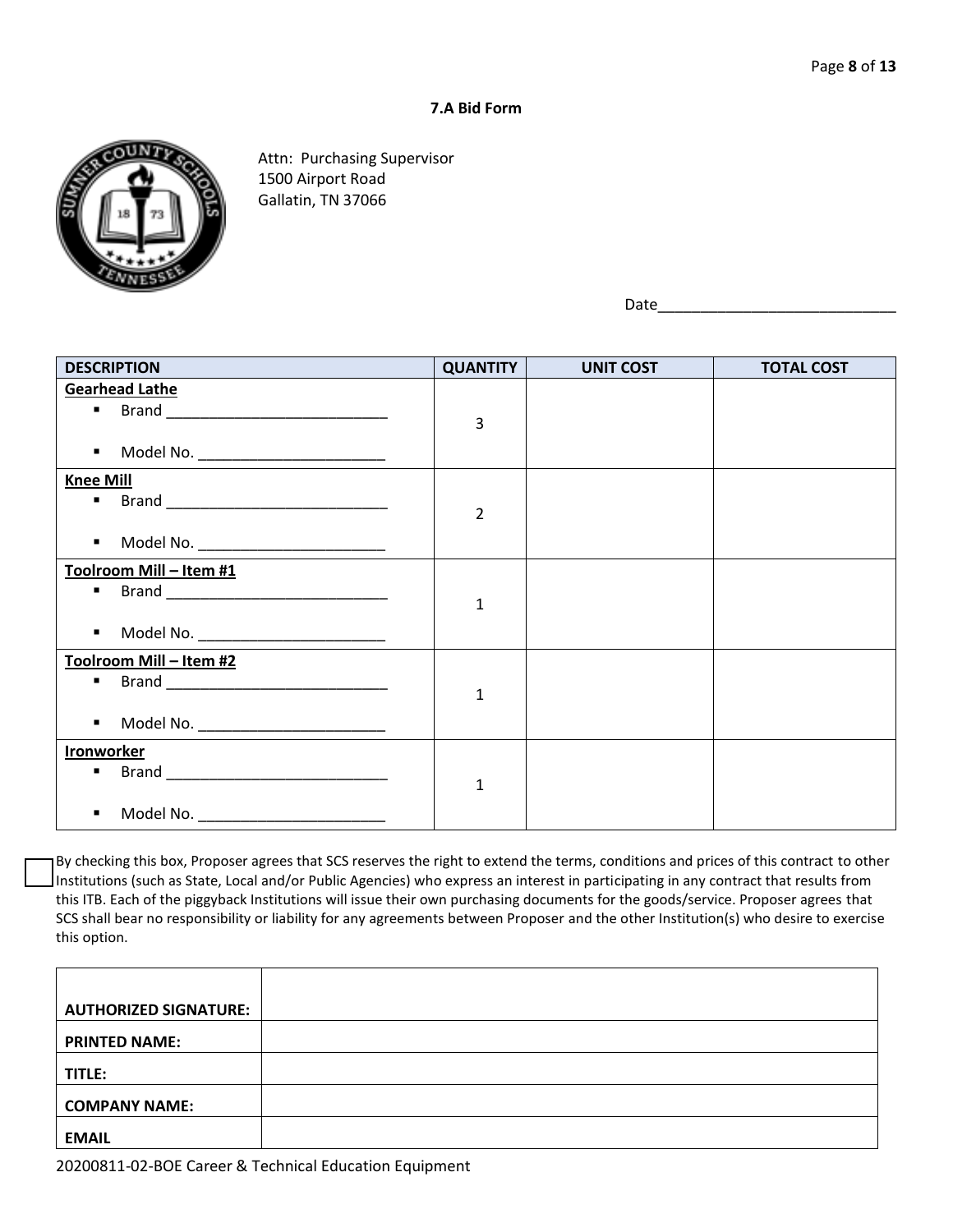## 7.A Bid Form

Attn: Purchasing Supervisor
1500 Airport Road
Gallatin, TN 37066

Date____________________________

| DESCRIPTION | QUANTITY | UNIT COST | TOTAL COST |
|---|---|---|---|
| **Gearhead Lathe**<br>▪ Brand ___________________________<br>▪ Model No. ______________________ | 3 | | |
| **Knee Mill**<br>▪ Brand ___________________________<br>▪ Model No. ______________________ | 2 | | |
| **Toolroom Mill – Item #1**<br>▪ Brand ___________________________<br>▪ Model No. ______________________ | 1 | | |
| **Toolroom Mill – Item #2**<br>▪ Brand ___________________________<br>▪ Model No. ______________________ | 1 | | |
| **Ironworker**<br>▪ Brand ___________________________<br>▪ Model No. ______________________ | 1 | | |

☐ By checking this box, Proposer agrees that SCS reserves the right to extend the terms, conditions and prices of this contract to other Institutions (such as State, Local and/or Public Agencies) who express an interest in participating in any contract that results from this ITB. Each of the piggyback Institutions will issue their own purchasing documents for the goods/service. Proposer agrees that SCS shall bear no responsibility or liability for any agreements between Proposer and the other Institution(s) who desire to exercise this option.

| | |
|---|---|
| **AUTHORIZED SIGNATURE:** | |
| **PRINTED NAME:** | |
| **TITLE:** | |
| **COMPANY NAME:** | |
| **EMAIL** | |

20200811-02-BOE Career & Technical Education Equipment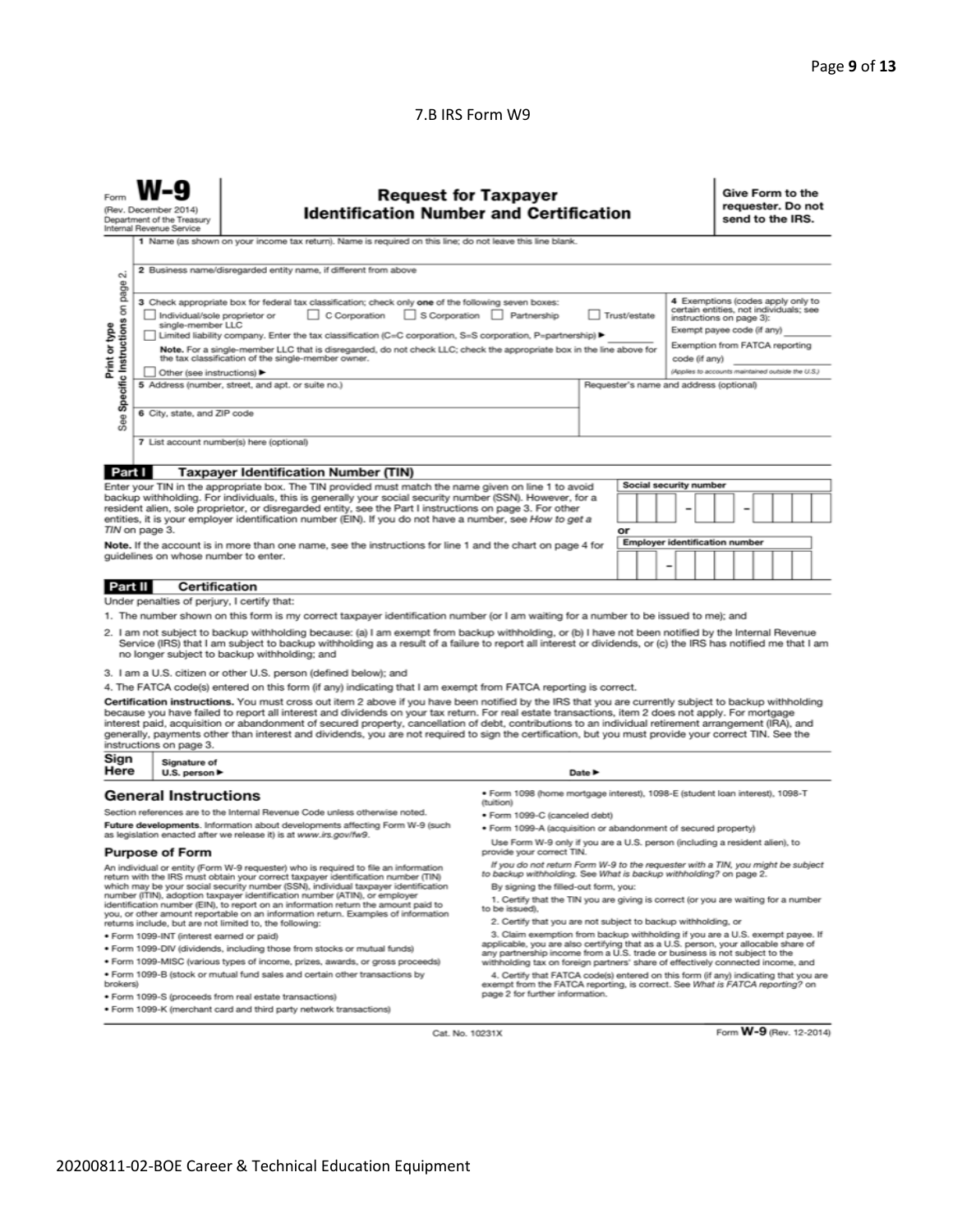7.B IRS Form W9

Form **W-9**
(Rev. December 2014)
Department of the Treasury
Internal Revenue Service

# Request for Taxpayer Identification Number and Certification

**Give Form to the requester. Do not send to the IRS.**

Print or type
See Specific Instructions on page 2.

1 Name (as shown on your income tax return). Name is required on this line; do not leave this line blank.

2 Business name/disregarded entity name, if different from above

3 Check appropriate box for federal tax classification; check only **one** of the following seven boxes:

☐ Individual/sole proprietor or single-member LLC ☐ C Corporation ☐ S Corporation ☐ Partnership ☐ Trust/estate

☐ Limited liability company. Enter the tax classification (C=C corporation, S=S corporation, P=partnership) ► ________

**Note.** For a single-member LLC that is disregarded, do not check LLC; check the appropriate box in the line above for the tax classification of the single-member owner.

☐ Other (see instructions) ►

4 Exemptions (codes apply only to certain entities, not individuals; see instructions on page 3):

Exempt payee code (if any) ________

Exemption from FATCA reporting code (if any) ________

*(Applies to accounts maintained outside the U.S.)*

5 Address (number, street, and apt. or suite no.)

Requester's name and address (optional)

6 City, state, and ZIP code

7 List account number(s) here (optional)

## Part I Taxpayer Identification Number (TIN)

Enter your TIN in the appropriate box. The TIN provided must match the name given on line 1 to avoid backup withholding. For individuals, this is generally your social security number (SSN). However, for a resident alien, sole proprietor, or disregarded entity, see the Part I instructions on page 3. For other entities, it is your employer identification number (EIN). If you do not have a number, see *How to get a TIN* on page 3.

**Note.** If the account is in more than one name, see the instructions for line 1 and the chart on page 4 for guidelines on whose number to enter.

Social security number

| | | | – | | | – | | | | |
|---|---|---|---|---|---|---|---|---|---|---|

or

Employer identification number

| | | – | | | | | | | |
|---|---|---|---|---|---|---|---|---|---|

## Part II Certification

Under penalties of perjury, I certify that:

1. The number shown on this form is my correct taxpayer identification number (or I am waiting for a number to be issued to me); and
2. I am not subject to backup withholding because: (a) I am exempt from backup withholding, or (b) I have not been notified by the Internal Revenue Service (IRS) that I am subject to backup withholding as a result of a failure to report all interest or dividends, or (c) the IRS has notified me that I am no longer subject to backup withholding; and
3. I am a U.S. citizen or other U.S. person (defined below); and
4. The FATCA code(s) entered on this form (if any) indicating that I am exempt from FATCA reporting is correct.

**Certification instructions.** You must cross out item 2 above if you have been notified by the IRS that you are currently subject to backup withholding because you have failed to report all interest and dividends on your tax return. For real estate transactions, item 2 does not apply. For mortgage interest paid, acquisition or abandonment of secured property, cancellation of debt, contributions to an individual retirement arrangement (IRA), and generally, payments other than interest and dividends, you are not required to sign the certification, but you must provide your correct TIN. See the instructions on page 3.

**Sign Here** Signature of U.S. person ► Date ►

## General Instructions

Section references are to the Internal Revenue Code unless otherwise noted.

**Future developments.** Information about developments affecting Form W-9 (such as legislation enacted after we release it) is at www.irs.gov/fw9.

### Purpose of Form

An individual or entity (Form W-9 requester) who is required to file an information return with the IRS must obtain your correct taxpayer identification number (TIN) which may be your social security number (SSN), individual taxpayer identification number (ITIN), adoption taxpayer identification number (ATIN), or employer identification number (EIN), to report on an information return the amount paid to you, or other amount reportable on an information return. Examples of information returns include, but are not limited to, the following:

- Form 1099-INT (interest earned or paid)
- Form 1099-DIV (dividends, including those from stocks or mutual funds)
- Form 1099-MISC (various types of income, prizes, awards, or gross proceeds)
- Form 1099-B (stock or mutual fund sales and certain other transactions by brokers)
- Form 1099-S (proceeds from real estate transactions)
- Form 1099-K (merchant card and third party network transactions)
- Form 1098 (home mortgage interest), 1098-E (student loan interest), 1098-T (tuition)
- Form 1099-C (canceled debt)
- Form 1099-A (acquisition or abandonment of secured property)

Use Form W-9 only if you are a U.S. person (including a resident alien), to provide your correct TIN.

*If you do not return Form W-9 to the requester with a TIN, you might be subject to backup withholding. See What is backup withholding? on page 2.*

By signing the filled-out form, you:

1. Certify that the TIN you are giving is correct (or you are waiting for a number to be issued),
2. Certify that you are not subject to backup withholding, or
3. Claim exemption from backup withholding if you are a U.S. exempt payee. If applicable, you are also certifying that as a U.S. person, your allocable share of any partnership income from a U.S. trade or business is not subject to the withholding tax on foreign partners' share of effectively connected income, and
4. Certify that FATCA code(s) entered on this form (if any) indicating that you are exempt from the FATCA reporting, is correct. See *What is FATCA reporting?* on page 2 for further information.

Cat. No. 10231X

Form **W-9** (Rev. 12-2014)

20200811-02-BOE Career & Technical Education Equipment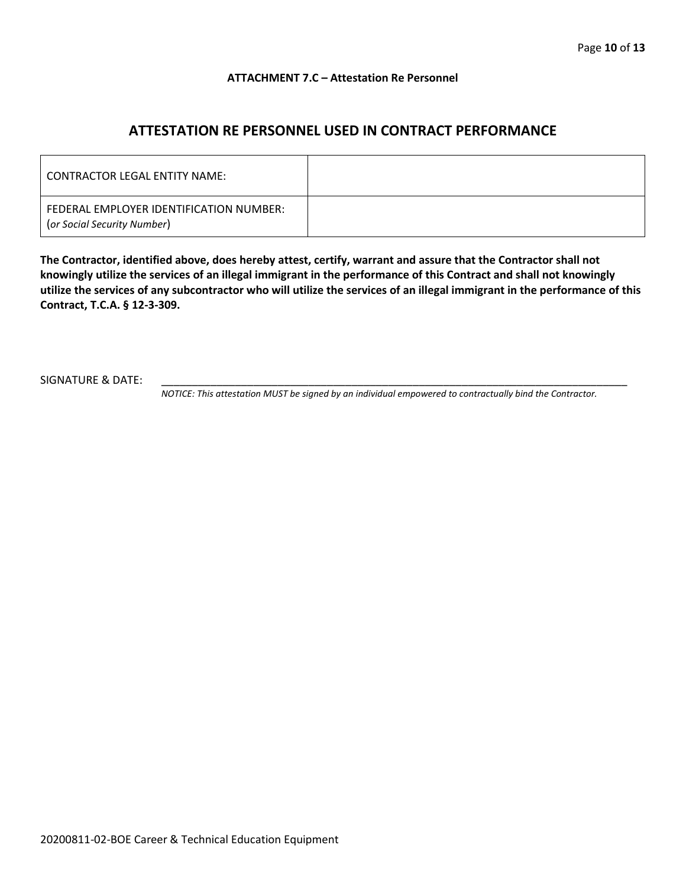**ATTACHMENT 7.C – Attestation Re Personnel**

## ATTESTATION RE PERSONNEL USED IN CONTRACT PERFORMANCE

| | |
|---|---|
| CONTRACTOR LEGAL ENTITY NAME: | |
| FEDERAL EMPLOYER IDENTIFICATION NUMBER: (*or Social Security Number*) | |

**The Contractor, identified above, does hereby attest, certify, warrant and assure that the Contractor shall not knowingly utilize the services of an illegal immigrant in the performance of this Contract and shall not knowingly utilize the services of any subcontractor who will utilize the services of an illegal immigrant in the performance of this Contract, T.C.A. § 12-3-309.**

SIGNATURE & DATE: ___________________________________________________________________________

*NOTICE: This attestation MUST be signed by an individual empowered to contractually bind the Contractor.*

20200811-02-BOE Career & Technical Education Equipment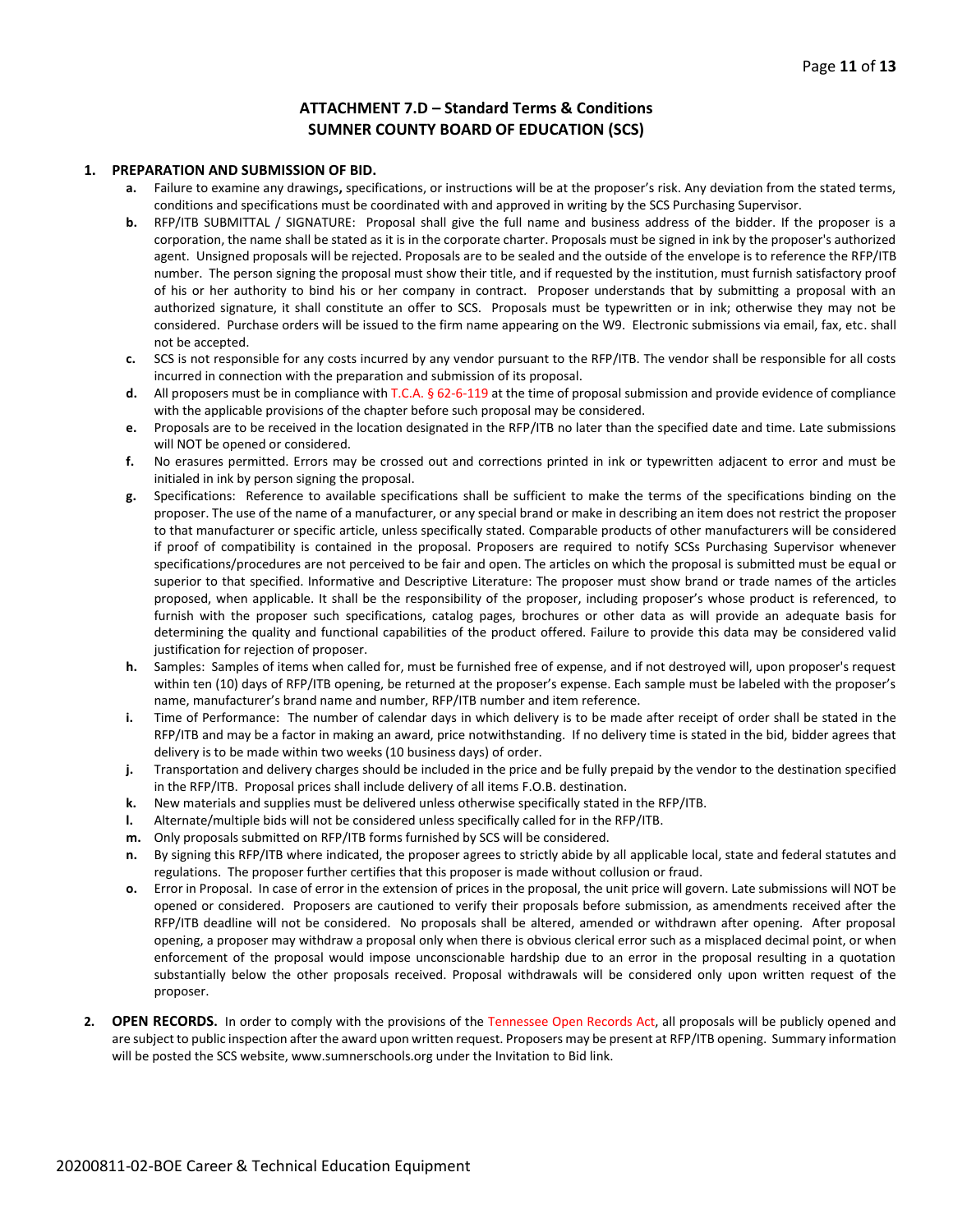## ATTACHMENT 7.D – Standard Terms & Conditions
## SUMNER COUNTY BOARD OF EDUCATION (SCS)

1. **PREPARATION AND SUBMISSION OF BID.**
   - **a.** Failure to examine any drawings**,** specifications, or instructions will be at the proposer's risk. Any deviation from the stated terms, conditions and specifications must be coordinated with and approved in writing by the SCS Purchasing Supervisor.
   - **b.** RFP/ITB SUBMITTAL / SIGNATURE: Proposal shall give the full name and business address of the bidder. If the proposer is a corporation, the name shall be stated as it is in the corporate charter. Proposals must be signed in ink by the proposer's authorized agent. Unsigned proposals will be rejected. Proposals are to be sealed and the outside of the envelope is to reference the RFP/ITB number. The person signing the proposal must show their title, and if requested by the institution, must furnish satisfactory proof of his or her authority to bind his or her company in contract. Proposer understands that by submitting a proposal with an authorized signature, it shall constitute an offer to SCS. Proposals must be typewritten or in ink; otherwise they may not be considered. Purchase orders will be issued to the firm name appearing on the W9. Electronic submissions via email, fax, etc. shall not be accepted.
   - **c.** SCS is not responsible for any costs incurred by any vendor pursuant to the RFP/ITB. The vendor shall be responsible for all costs incurred in connection with the preparation and submission of its proposal.
   - **d.** All proposers must be in compliance with T.C.A. § 62-6-119 at the time of proposal submission and provide evidence of compliance with the applicable provisions of the chapter before such proposal may be considered.
   - **e.** Proposals are to be received in the location designated in the RFP/ITB no later than the specified date and time. Late submissions will NOT be opened or considered.
   - **f.** No erasures permitted. Errors may be crossed out and corrections printed in ink or typewritten adjacent to error and must be initialed in ink by person signing the proposal.
   - **g.** Specifications: Reference to available specifications shall be sufficient to make the terms of the specifications binding on the proposer. The use of the name of a manufacturer, or any special brand or make in describing an item does not restrict the proposer to that manufacturer or specific article, unless specifically stated. Comparable products of other manufacturers will be considered if proof of compatibility is contained in the proposal. Proposers are required to notify SCSs Purchasing Supervisor whenever specifications/procedures are not perceived to be fair and open. The articles on which the proposal is submitted must be equal or superior to that specified. Informative and Descriptive Literature: The proposer must show brand or trade names of the articles proposed, when applicable. It shall be the responsibility of the proposer, including proposer's whose product is referenced, to furnish with the proposer such specifications, catalog pages, brochures or other data as will provide an adequate basis for determining the quality and functional capabilities of the product offered. Failure to provide this data may be considered valid justification for rejection of proposer.
   - **h.** Samples: Samples of items when called for, must be furnished free of expense, and if not destroyed will, upon proposer's request within ten (10) days of RFP/ITB opening, be returned at the proposer's expense. Each sample must be labeled with the proposer's name, manufacturer's brand name and number, RFP/ITB number and item reference.
   - **i.** Time of Performance: The number of calendar days in which delivery is to be made after receipt of order shall be stated in the RFP/ITB and may be a factor in making an award, price notwithstanding. If no delivery time is stated in the bid, bidder agrees that delivery is to be made within two weeks (10 business days) of order.
   - **j.** Transportation and delivery charges should be included in the price and be fully prepaid by the vendor to the destination specified in the RFP/ITB. Proposal prices shall include delivery of all items F.O.B. destination.
   - **k.** New materials and supplies must be delivered unless otherwise specifically stated in the RFP/ITB.
   - **l.** Alternate/multiple bids will not be considered unless specifically called for in the RFP/ITB.
   - **m.** Only proposals submitted on RFP/ITB forms furnished by SCS will be considered.
   - **n.** By signing this RFP/ITB where indicated, the proposer agrees to strictly abide by all applicable local, state and federal statutes and regulations. The proposer further certifies that this proposer is made without collusion or fraud.
   - **o.** Error in Proposal. In case of error in the extension of prices in the proposal, the unit price will govern. Late submissions will NOT be opened or considered. Proposers are cautioned to verify their proposals before submission, as amendments received after the RFP/ITB deadline will not be considered. No proposals shall be altered, amended or withdrawn after opening. After proposal opening, a proposer may withdraw a proposal only when there is obvious clerical error such as a misplaced decimal point, or when enforcement of the proposal would impose unconscionable hardship due to an error in the proposal resulting in a quotation substantially below the other proposals received. Proposal withdrawals will be considered only upon written request of the proposer.

2. **OPEN RECORDS.** In order to comply with the provisions of the Tennessee Open Records Act, all proposals will be publicly opened and are subject to public inspection after the award upon written request. Proposers may be present at RFP/ITB opening. Summary information will be posted the SCS website, www.sumnerschools.org under the Invitation to Bid link.

20200811-02-BOE Career & Technical Education Equipment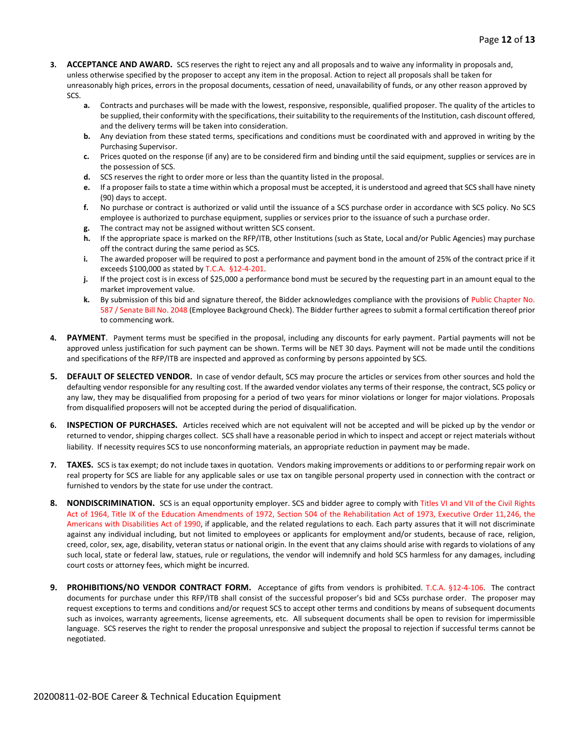3. **ACCEPTANCE AND AWARD.** SCS reserves the right to reject any and all proposals and to waive any informality in proposals and, unless otherwise specified by the proposer to accept any item in the proposal. Action to reject all proposals shall be taken for unreasonably high prices, errors in the proposal documents, cessation of need, unavailability of funds, or any other reason approved by SCS.
   - **a.** Contracts and purchases will be made with the lowest, responsive, responsible, qualified proposer. The quality of the articles to be supplied, their conformity with the specifications, their suitability to the requirements of the Institution, cash discount offered, and the delivery terms will be taken into consideration.
   - **b.** Any deviation from these stated terms, specifications and conditions must be coordinated with and approved in writing by the Purchasing Supervisor.
   - **c.** Prices quoted on the response (if any) are to be considered firm and binding until the said equipment, supplies or services are in the possession of SCS.
   - **d.** SCS reserves the right to order more or less than the quantity listed in the proposal.
   - **e.** If a proposer fails to state a time within which a proposal must be accepted, it is understood and agreed that SCS shall have ninety (90) days to accept.
   - **f.** No purchase or contract is authorized or valid until the issuance of a SCS purchase order in accordance with SCS policy. No SCS employee is authorized to purchase equipment, supplies or services prior to the issuance of such a purchase order.
   - **g.** The contract may not be assigned without written SCS consent.
   - **h.** If the appropriate space is marked on the RFP/ITB, other Institutions (such as State, Local and/or Public Agencies) may purchase off the contract during the same period as SCS.
   - **i.** The awarded proposer will be required to post a performance and payment bond in the amount of 25% of the contract price if it exceeds $100,000 as stated by T.C.A. §12-4-201.
   - **j.** If the project cost is in excess of $25,000 a performance bond must be secured by the requesting part in an amount equal to the market improvement value.
   - **k.** By submission of this bid and signature thereof, the Bidder acknowledges compliance with the provisions of Public Chapter No. 587 / Senate Bill No. 2048 (Employee Background Check). The Bidder further agrees to submit a formal certification thereof prior to commencing work.

4. **PAYMENT**. Payment terms must be specified in the proposal, including any discounts for early payment. Partial payments will not be approved unless justification for such payment can be shown. Terms will be NET 30 days. Payment will not be made until the conditions and specifications of the RFP/ITB are inspected and approved as conforming by persons appointed by SCS.

5. **DEFAULT OF SELECTED VENDOR.** In case of vendor default, SCS may procure the articles or services from other sources and hold the defaulting vendor responsible for any resulting cost. If the awarded vendor violates any terms of their response, the contract, SCS policy or any law, they may be disqualified from proposing for a period of two years for minor violations or longer for major violations. Proposals from disqualified proposers will not be accepted during the period of disqualification.

6. **INSPECTION OF PURCHASES.** Articles received which are not equivalent will not be accepted and will be picked up by the vendor or returned to vendor, shipping charges collect. SCS shall have a reasonable period in which to inspect and accept or reject materials without liability. If necessity requires SCS to use nonconforming materials, an appropriate reduction in payment may be made.

7. **TAXES.** SCS is tax exempt; do not include taxes in quotation. Vendors making improvements or additions to or performing repair work on real property for SCS are liable for any applicable sales or use tax on tangible personal property used in connection with the contract or furnished to vendors by the state for use under the contract.

8. **NONDISCRIMINATION.** SCS is an equal opportunity employer. SCS and bidder agree to comply with Titles VI and VII of the Civil Rights Act of 1964, Title IX of the Education Amendments of 1972, Section 504 of the Rehabilitation Act of 1973, Executive Order 11,246, the Americans with Disabilities Act of 1990, if applicable, and the related regulations to each. Each party assures that it will not discriminate against any individual including, but not limited to employees or applicants for employment and/or students, because of race, religion, creed, color, sex, age, disability, veteran status or national origin. In the event that any claims should arise with regards to violations of any such local, state or federal law, statues, rule or regulations, the vendor will indemnify and hold SCS harmless for any damages, including court costs or attorney fees, which might be incurred.

9. **PROHIBITIONS/NO VENDOR CONTRACT FORM.** Acceptance of gifts from vendors is prohibited. T.C.A. §12-4-106. The contract documents for purchase under this RFP/ITB shall consist of the successful proposer's bid and SCSs purchase order. The proposer may request exceptions to terms and conditions and/or request SCS to accept other terms and conditions by means of subsequent documents such as invoices, warranty agreements, license agreements, etc. All subsequent documents shall be open to revision for impermissible language. SCS reserves the right to render the proposal unresponsive and subject the proposal to rejection if successful terms cannot be negotiated.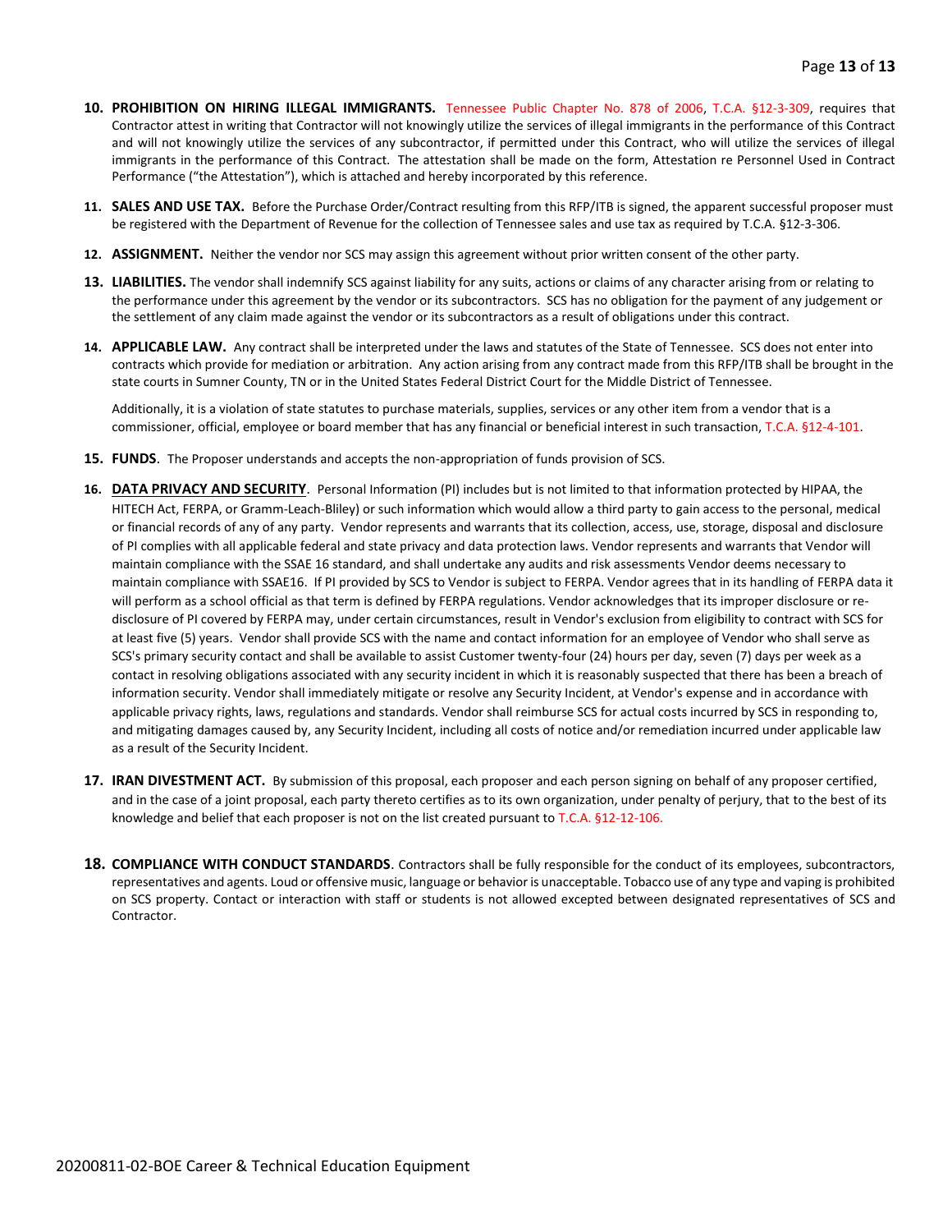10. **PROHIBITION ON HIRING ILLEGAL IMMIGRANTS.** Tennessee Public Chapter No. 878 of 2006, T.C.A. §12-3-309, requires that Contractor attest in writing that Contractor will not knowingly utilize the services of illegal immigrants in the performance of this Contract and will not knowingly utilize the services of any subcontractor, if permitted under this Contract, who will utilize the services of illegal immigrants in the performance of this Contract. The attestation shall be made on the form, Attestation re Personnel Used in Contract Performance ("the Attestation"), which is attached and hereby incorporated by this reference.

11. **SALES AND USE TAX.** Before the Purchase Order/Contract resulting from this RFP/ITB is signed, the apparent successful proposer must be registered with the Department of Revenue for the collection of Tennessee sales and use tax as required by T.C.A. §12-3-306.

12. **ASSIGNMENT.** Neither the vendor nor SCS may assign this agreement without prior written consent of the other party.

13. **LIABILITIES.** The vendor shall indemnify SCS against liability for any suits, actions or claims of any character arising from or relating to the performance under this agreement by the vendor or its subcontractors. SCS has no obligation for the payment of any judgement or the settlement of any claim made against the vendor or its subcontractors as a result of obligations under this contract.

14. **APPLICABLE LAW.** Any contract shall be interpreted under the laws and statutes of the State of Tennessee. SCS does not enter into contracts which provide for mediation or arbitration. Any action arising from any contract made from this RFP/ITB shall be brought in the state courts in Sumner County, TN or in the United States Federal District Court for the Middle District of Tennessee.

    Additionally, it is a violation of state statutes to purchase materials, supplies, services or any other item from a vendor that is a commissioner, official, employee or board member that has any financial or beneficial interest in such transaction, T.C.A. §12-4-101.

15. **FUNDS**. The Proposer understands and accepts the non-appropriation of funds provision of SCS.

16. **DATA PRIVACY AND SECURITY**. Personal Information (PI) includes but is not limited to that information protected by HIPAA, the HITECH Act, FERPA, or Gramm-Leach-Bliley) or such information which would allow a third party to gain access to the personal, medical or financial records of any of any party. Vendor represents and warrants that its collection, access, use, storage, disposal and disclosure of PI complies with all applicable federal and state privacy and data protection laws. Vendor represents and warrants that Vendor will maintain compliance with the SSAE 16 standard, and shall undertake any audits and risk assessments Vendor deems necessary to maintain compliance with SSAE16. If PI provided by SCS to Vendor is subject to FERPA. Vendor agrees that in its handling of FERPA data it will perform as a school official as that term is defined by FERPA regulations. Vendor acknowledges that its improper disclosure or re-disclosure of PI covered by FERPA may, under certain circumstances, result in Vendor's exclusion from eligibility to contract with SCS for at least five (5) years. Vendor shall provide SCS with the name and contact information for an employee of Vendor who shall serve as SCS's primary security contact and shall be available to assist Customer twenty-four (24) hours per day, seven (7) days per week as a contact in resolving obligations associated with any security incident in which it is reasonably suspected that there has been a breach of information security. Vendor shall immediately mitigate or resolve any Security Incident, at Vendor's expense and in accordance with applicable privacy rights, laws, regulations and standards. Vendor shall reimburse SCS for actual costs incurred by SCS in responding to, and mitigating damages caused by, any Security Incident, including all costs of notice and/or remediation incurred under applicable law as a result of the Security Incident.

17. **IRAN DIVESTMENT ACT.** By submission of this proposal, each proposer and each person signing on behalf of any proposer certified, and in the case of a joint proposal, each party thereto certifies as to its own organization, under penalty of perjury, that to the best of its knowledge and belief that each proposer is not on the list created pursuant to T.C.A. §12-12-106.

18. **COMPLIANCE WITH CONDUCT STANDARDS**. Contractors shall be fully responsible for the conduct of its employees, subcontractors, representatives and agents. Loud or offensive music, language or behavior is unacceptable. Tobacco use of any type and vaping is prohibited on SCS property. Contact or interaction with staff or students is not allowed excepted between designated representatives of SCS and Contractor.